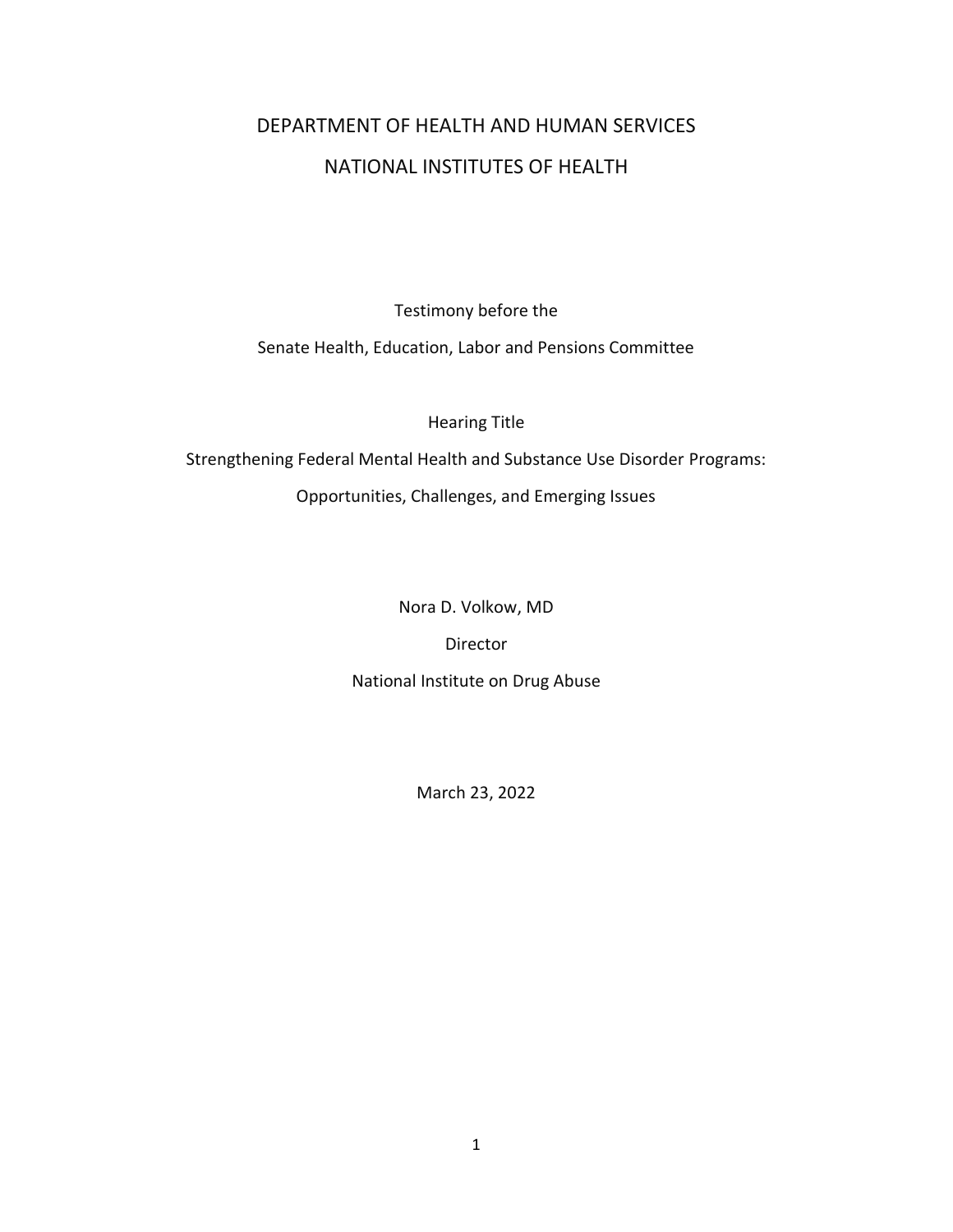# DEPARTMENT OF HEALTH AND HUMAN SERVICES

# NATIONAL INSTITUTES OF HEALTH

Testimony before the

Senate Health, Education, Labor and Pensions Committee

Hearing Title

Strengthening Federal Mental Health and Substance Use Disorder Programs:

Opportunities, Challenges, and Emerging Issues

Nora D. Volkow, MD

Director

National Institute on Drug Abuse

March 23, 2022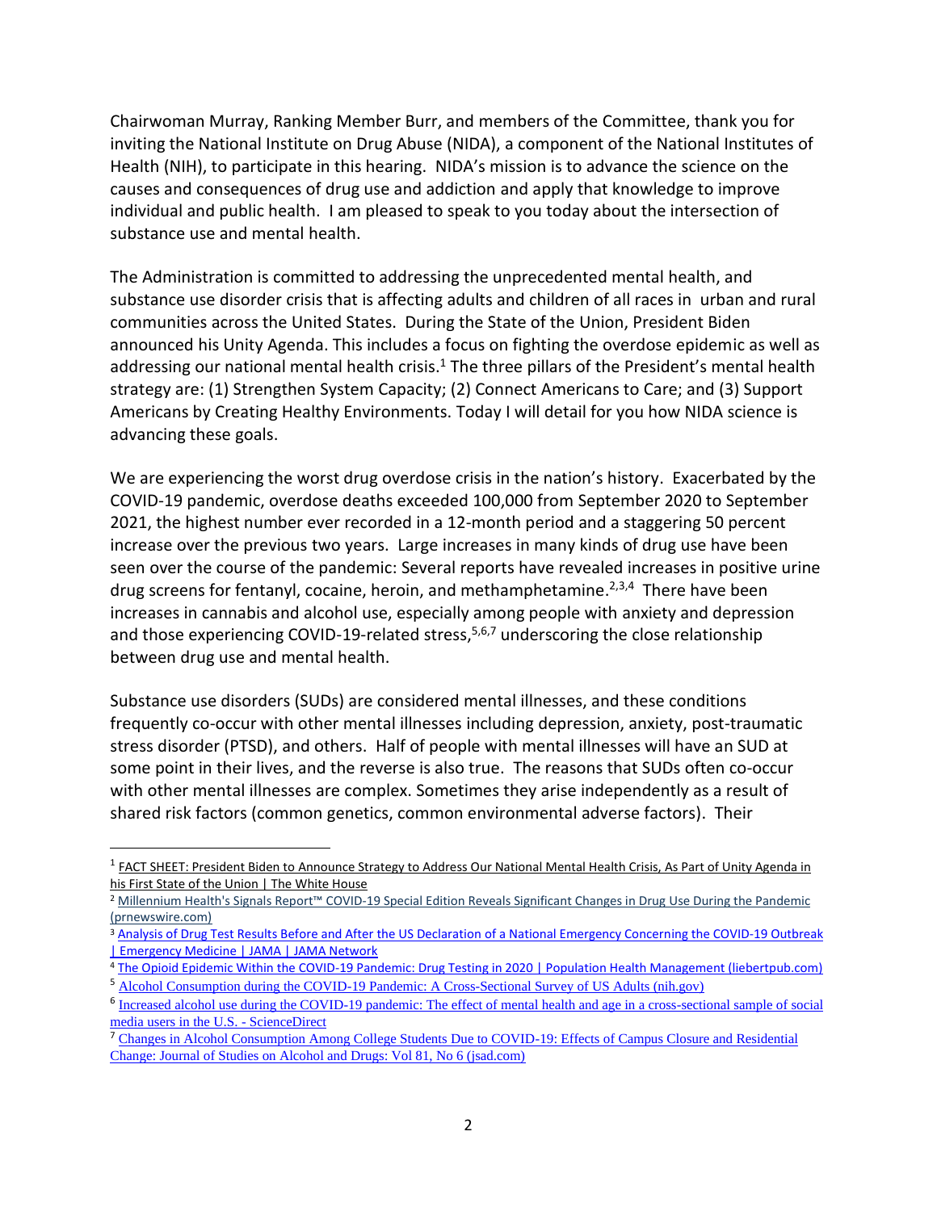Chairwoman Murray, Ranking Member Burr, and members of the Committee, thank you for inviting the National Institute on Drug Abuse (NIDA), a component of the National Institutes of Health (NIH), to participate in this hearing. NIDA's mission is to advance the science on the causes and consequences of drug use and addiction and apply that knowledge to improve individual and public health. I am pleased to speak to you today about the intersection of substance use and mental health.

The Administration is committed to addressing the unprecedented mental health, and substance use disorder crisis that is affecting adults and children of all races in urban and rural communities across the United States. During the State of the Union, President Biden announced his Unity Agenda. This includes a focus on fighting the overdose epidemic as well as addressing our national mental health crisis.[1] The three pillars of the President's mental health strategy are: (1) Strengthen System Capacity; (2) Connect Americans to Care; and (3) Support Americans by Creating Healthy Environments. Today I will detail for you how NIDA science is advancing these goals.

We are experiencing the worst drug overdose crisis in the nation's history. Exacerbated by the COVID-19 pandemic, overdose deaths exceeded 100,000 from September 2020 to September 2021, the highest number ever recorded in a 12-month period and a staggering 50 percent increase over the previous two years. Large increases in many kinds of drug use have been seen over the course of the pandemic: Several reports have revealed increases in positive urine drug screens for fentanyl, cocaine, heroin, and methamphetamine.[2,3,4] There have been increases in cannabis and alcohol use, especially among people with anxiety and depression and those experiencing COVID-19-related stress,[5,6,7] underscoring the close relationship between drug use and mental health.

Substance use disorders (SUDs) are considered mental illnesses, and these conditions frequently co-occur with other mental illnesses including depression, anxiety, post-traumatic stress disorder (PTSD), and others. Half of people with mental illnesses will have an SUD at some point in their lives, and the reverse is also true. The reasons that SUDs often co-occur with other mental illnesses are complex. Sometimes they arise independently as a result of shared risk factors (common genetics, common environmental adverse factors). Their

---

[1] FACT SHEET: President Biden to Announce Strategy to Address Our National Mental Health Crisis, As Part of Unity Agenda in his First State of the Union | The White House

[2] Millennium Health's Signals Report™ COVID-19 Special Edition Reveals Significant Changes in Drug Use During the Pandemic (prnewswire.com)

[3] Analysis of Drug Test Results Before and After the US Declaration of a National Emergency Concerning the COVID-19 Outbreak | Emergency Medicine | JAMA | JAMA Network

[4] The Opioid Epidemic Within the COVID-19 Pandemic: Drug Testing in 2020 | Population Health Management (liebertpub.com)

[5] Alcohol Consumption during the COVID-19 Pandemic: A Cross-Sectional Survey of US Adults (nih.gov)

[6] Increased alcohol use during the COVID-19 pandemic: The effect of mental health and age in a cross-sectional sample of social media users in the U.S. - ScienceDirect

[7] Changes in Alcohol Consumption Among College Students Due to COVID-19: Effects of Campus Closure and Residential Change: Journal of Studies on Alcohol and Drugs: Vol 81, No 6 (jsad.com)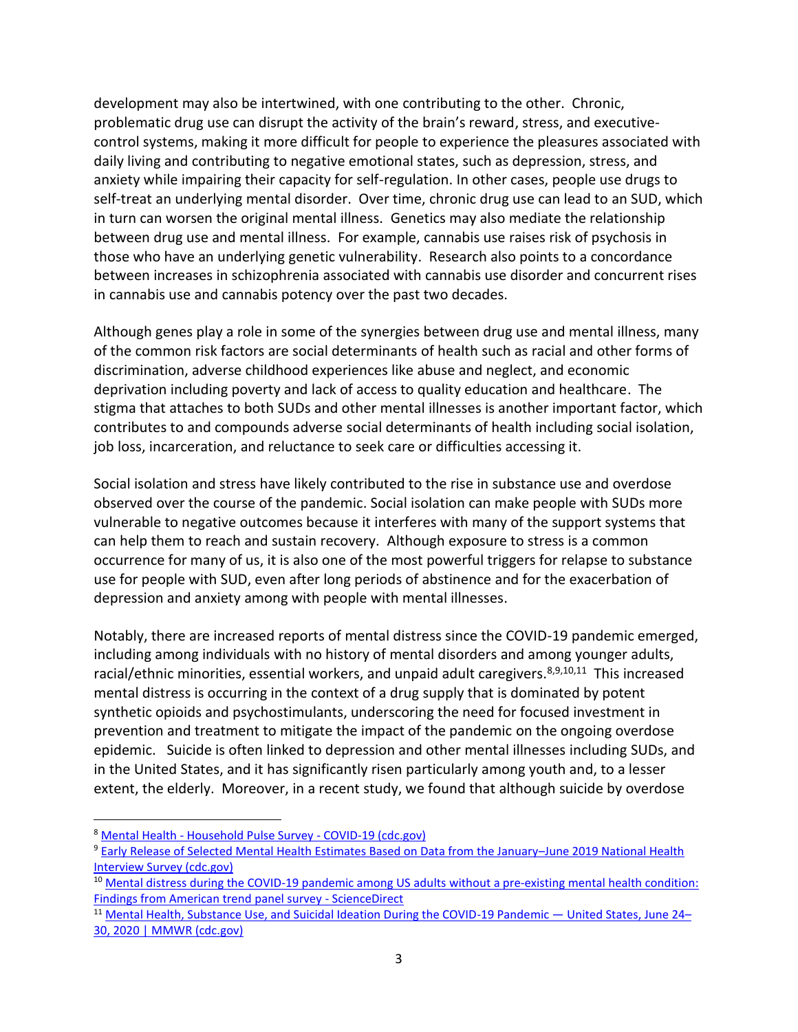development may also be intertwined, with one contributing to the other. Chronic, problematic drug use can disrupt the activity of the brain's reward, stress, and executive-control systems, making it more difficult for people to experience the pleasures associated with daily living and contributing to negative emotional states, such as depression, stress, and anxiety while impairing their capacity for self-regulation. In other cases, people use drugs to self-treat an underlying mental disorder. Over time, chronic drug use can lead to an SUD, which in turn can worsen the original mental illness. Genetics may also mediate the relationship between drug use and mental illness. For example, cannabis use raises risk of psychosis in those who have an underlying genetic vulnerability. Research also points to a concordance between increases in schizophrenia associated with cannabis use disorder and concurrent rises in cannabis use and cannabis potency over the past two decades.

Although genes play a role in some of the synergies between drug use and mental illness, many of the common risk factors are social determinants of health such as racial and other forms of discrimination, adverse childhood experiences like abuse and neglect, and economic deprivation including poverty and lack of access to quality education and healthcare. The stigma that attaches to both SUDs and other mental illnesses is another important factor, which contributes to and compounds adverse social determinants of health including social isolation, job loss, incarceration, and reluctance to seek care or difficulties accessing it.

Social isolation and stress have likely contributed to the rise in substance use and overdose observed over the course of the pandemic. Social isolation can make people with SUDs more vulnerable to negative outcomes because it interferes with many of the support systems that can help them to reach and sustain recovery. Although exposure to stress is a common occurrence for many of us, it is also one of the most powerful triggers for relapse to substance use for people with SUD, even after long periods of abstinence and for the exacerbation of depression and anxiety among with people with mental illnesses.

Notably, there are increased reports of mental distress since the COVID-19 pandemic emerged, including among individuals with no history of mental disorders and among younger adults, racial/ethnic minorities, essential workers, and unpaid adult caregivers.[8,9,10,11] This increased mental distress is occurring in the context of a drug supply that is dominated by potent synthetic opioids and psychostimulants, underscoring the need for focused investment in prevention and treatment to mitigate the impact of the pandemic on the ongoing overdose epidemic. Suicide is often linked to depression and other mental illnesses including SUDs, and in the United States, and it has significantly risen particularly among youth and, to a lesser extent, the elderly. Moreover, in a recent study, we found that although suicide by overdose

---

[8] Mental Health - Household Pulse Survey - COVID-19 (cdc.gov)

[9] Early Release of Selected Mental Health Estimates Based on Data from the January–June 2019 National Health Interview Survey (cdc.gov)

[10] Mental distress during the COVID-19 pandemic among US adults without a pre-existing mental health condition: Findings from American trend panel survey - ScienceDirect

[11] Mental Health, Substance Use, and Suicidal Ideation During the COVID-19 Pandemic — United States, June 24–30, 2020 | MMWR (cdc.gov)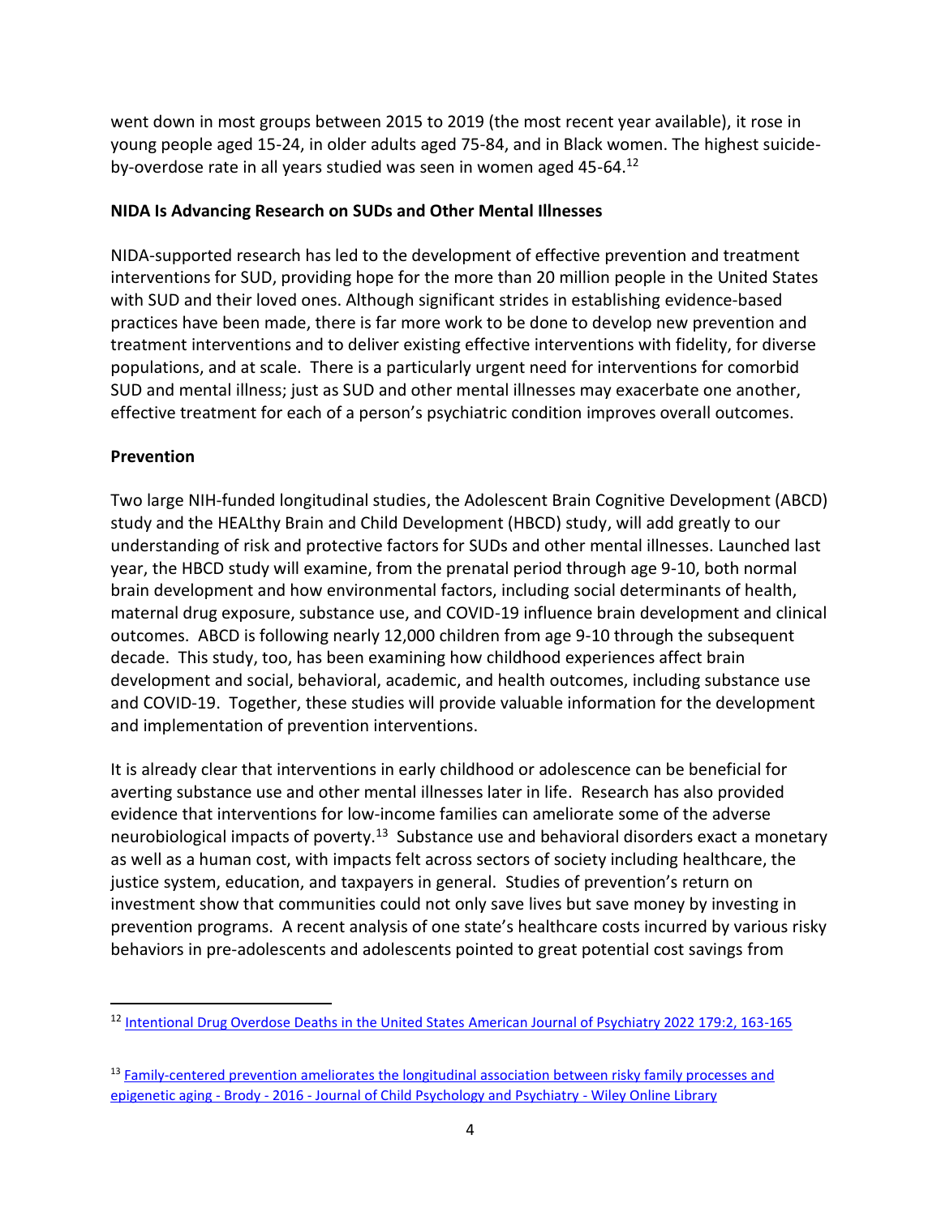went down in most groups between 2015 to 2019 (the most recent year available), it rose in young people aged 15-24, in older adults aged 75-84, and in Black women. The highest suicide-by-overdose rate in all years studied was seen in women aged 45-64.[12]

**NIDA Is Advancing Research on SUDs and Other Mental Illnesses**

NIDA-supported research has led to the development of effective prevention and treatment interventions for SUD, providing hope for the more than 20 million people in the United States with SUD and their loved ones. Although significant strides in establishing evidence-based practices have been made, there is far more work to be done to develop new prevention and treatment interventions and to deliver existing effective interventions with fidelity, for diverse populations, and at scale. There is a particularly urgent need for interventions for comorbid SUD and mental illness; just as SUD and other mental illnesses may exacerbate one another, effective treatment for each of a person's psychiatric condition improves overall outcomes.

**Prevention**

Two large NIH-funded longitudinal studies, the Adolescent Brain Cognitive Development (ABCD) study and the HEALthy Brain and Child Development (HBCD) study, will add greatly to our understanding of risk and protective factors for SUDs and other mental illnesses. Launched last year, the HBCD study will examine, from the prenatal period through age 9-10, both normal brain development and how environmental factors, including social determinants of health, maternal drug exposure, substance use, and COVID-19 influence brain development and clinical outcomes. ABCD is following nearly 12,000 children from age 9-10 through the subsequent decade. This study, too, has been examining how childhood experiences affect brain development and social, behavioral, academic, and health outcomes, including substance use and COVID-19. Together, these studies will provide valuable information for the development and implementation of prevention interventions.

It is already clear that interventions in early childhood or adolescence can be beneficial for averting substance use and other mental illnesses later in life. Research has also provided evidence that interventions for low-income families can ameliorate some of the adverse neurobiological impacts of poverty.[13] Substance use and behavioral disorders exact a monetary as well as a human cost, with impacts felt across sectors of society including healthcare, the justice system, education, and taxpayers in general. Studies of prevention's return on investment show that communities could not only save lives but save money by investing in prevention programs. A recent analysis of one state's healthcare costs incurred by various risky behaviors in pre-adolescents and adolescents pointed to great potential cost savings from

---

[12] Intentional Drug Overdose Deaths in the United States American Journal of Psychiatry 2022 179:2, 163-165

[13] Family-centered prevention ameliorates the longitudinal association between risky family processes and epigenetic aging - Brody - 2016 - Journal of Child Psychology and Psychiatry - Wiley Online Library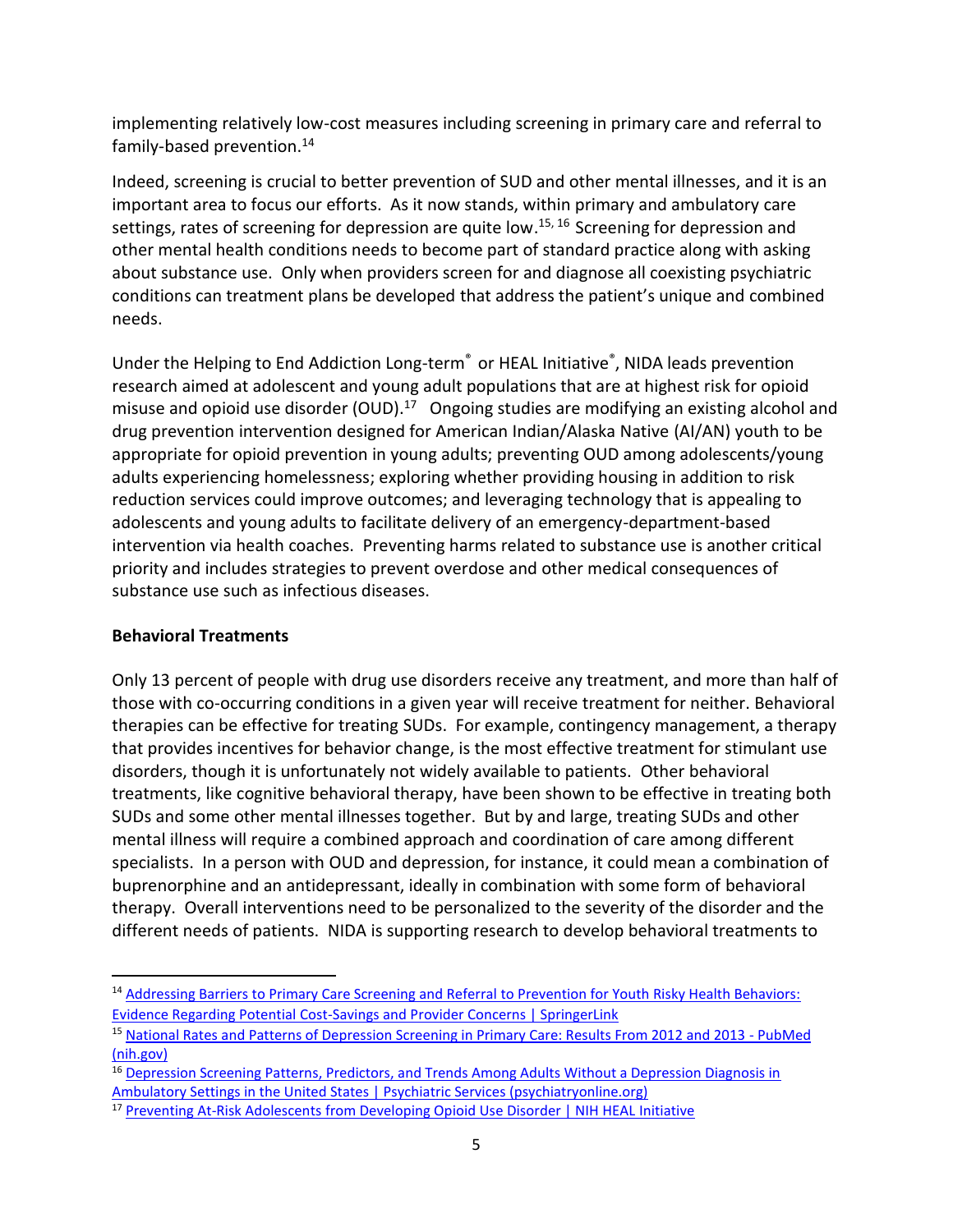implementing relatively low-cost measures including screening in primary care and referral to family-based prevention.[14]

Indeed, screening is crucial to better prevention of SUD and other mental illnesses, and it is an important area to focus our efforts. As it now stands, within primary and ambulatory care settings, rates of screening for depression are quite low.[15, 16] Screening for depression and other mental health conditions needs to become part of standard practice along with asking about substance use. Only when providers screen for and diagnose all coexisting psychiatric conditions can treatment plans be developed that address the patient's unique and combined needs.

Under the Helping to End Addiction Long-term® or HEAL Initiative®, NIDA leads prevention research aimed at adolescent and young adult populations that are at highest risk for opioid misuse and opioid use disorder (OUD).[17] Ongoing studies are modifying an existing alcohol and drug prevention intervention designed for American Indian/Alaska Native (AI/AN) youth to be appropriate for opioid prevention in young adults; preventing OUD among adolescents/young adults experiencing homelessness; exploring whether providing housing in addition to risk reduction services could improve outcomes; and leveraging technology that is appealing to adolescents and young adults to facilitate delivery of an emergency-department-based intervention via health coaches. Preventing harms related to substance use is another critical priority and includes strategies to prevent overdose and other medical consequences of substance use such as infectious diseases.

**Behavioral Treatments**

Only 13 percent of people with drug use disorders receive any treatment, and more than half of those with co-occurring conditions in a given year will receive treatment for neither. Behavioral therapies can be effective for treating SUDs. For example, contingency management, a therapy that provides incentives for behavior change, is the most effective treatment for stimulant use disorders, though it is unfortunately not widely available to patients. Other behavioral treatments, like cognitive behavioral therapy, have been shown to be effective in treating both SUDs and some other mental illnesses together. But by and large, treating SUDs and other mental illness will require a combined approach and coordination of care among different specialists. In a person with OUD and depression, for instance, it could mean a combination of buprenorphine and an antidepressant, ideally in combination with some form of behavioral therapy. Overall interventions need to be personalized to the severity of the disorder and the different needs of patients. NIDA is supporting research to develop behavioral treatments to

---

[14] Addressing Barriers to Primary Care Screening and Referral to Prevention for Youth Risky Health Behaviors: Evidence Regarding Potential Cost-Savings and Provider Concerns | SpringerLink

[15] National Rates and Patterns of Depression Screening in Primary Care: Results From 2012 and 2013 - PubMed (nih.gov)

[16] Depression Screening Patterns, Predictors, and Trends Among Adults Without a Depression Diagnosis in Ambulatory Settings in the United States | Psychiatric Services (psychiatryonline.org)

[17] Preventing At-Risk Adolescents from Developing Opioid Use Disorder | NIH HEAL Initiative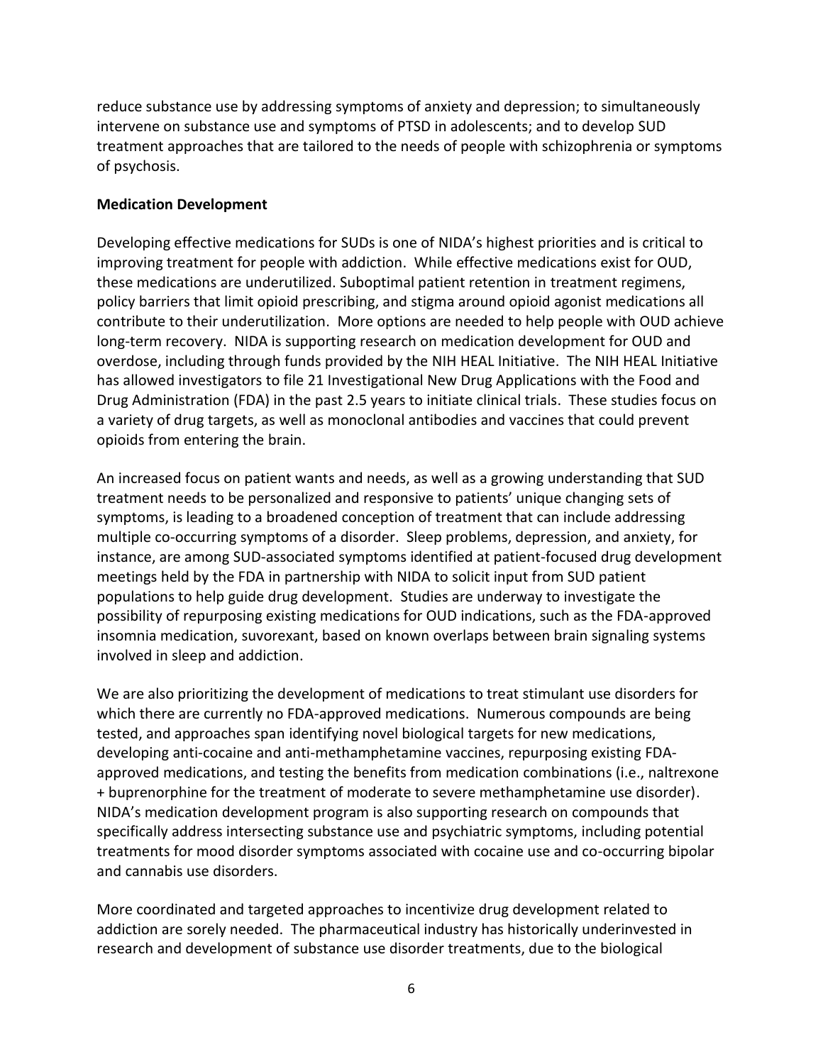reduce substance use by addressing symptoms of anxiety and depression; to simultaneously intervene on substance use and symptoms of PTSD in adolescents; and to develop SUD treatment approaches that are tailored to the needs of people with schizophrenia or symptoms of psychosis.

**Medication Development**

Developing effective medications for SUDs is one of NIDA's highest priorities and is critical to improving treatment for people with addiction. While effective medications exist for OUD, these medications are underutilized. Suboptimal patient retention in treatment regimens, policy barriers that limit opioid prescribing, and stigma around opioid agonist medications all contribute to their underutilization. More options are needed to help people with OUD achieve long-term recovery. NIDA is supporting research on medication development for OUD and overdose, including through funds provided by the NIH HEAL Initiative. The NIH HEAL Initiative has allowed investigators to file 21 Investigational New Drug Applications with the Food and Drug Administration (FDA) in the past 2.5 years to initiate clinical trials. These studies focus on a variety of drug targets, as well as monoclonal antibodies and vaccines that could prevent opioids from entering the brain.

An increased focus on patient wants and needs, as well as a growing understanding that SUD treatment needs to be personalized and responsive to patients' unique changing sets of symptoms, is leading to a broadened conception of treatment that can include addressing multiple co-occurring symptoms of a disorder. Sleep problems, depression, and anxiety, for instance, are among SUD-associated symptoms identified at patient-focused drug development meetings held by the FDA in partnership with NIDA to solicit input from SUD patient populations to help guide drug development. Studies are underway to investigate the possibility of repurposing existing medications for OUD indications, such as the FDA-approved insomnia medication, suvorexant, based on known overlaps between brain signaling systems involved in sleep and addiction.

We are also prioritizing the development of medications to treat stimulant use disorders for which there are currently no FDA-approved medications. Numerous compounds are being tested, and approaches span identifying novel biological targets for new medications, developing anti-cocaine and anti-methamphetamine vaccines, repurposing existing FDA-approved medications, and testing the benefits from medication combinations (i.e., naltrexone + buprenorphine for the treatment of moderate to severe methamphetamine use disorder). NIDA's medication development program is also supporting research on compounds that specifically address intersecting substance use and psychiatric symptoms, including potential treatments for mood disorder symptoms associated with cocaine use and co-occurring bipolar and cannabis use disorders.

More coordinated and targeted approaches to incentivize drug development related to addiction are sorely needed. The pharmaceutical industry has historically underinvested in research and development of substance use disorder treatments, due to the biological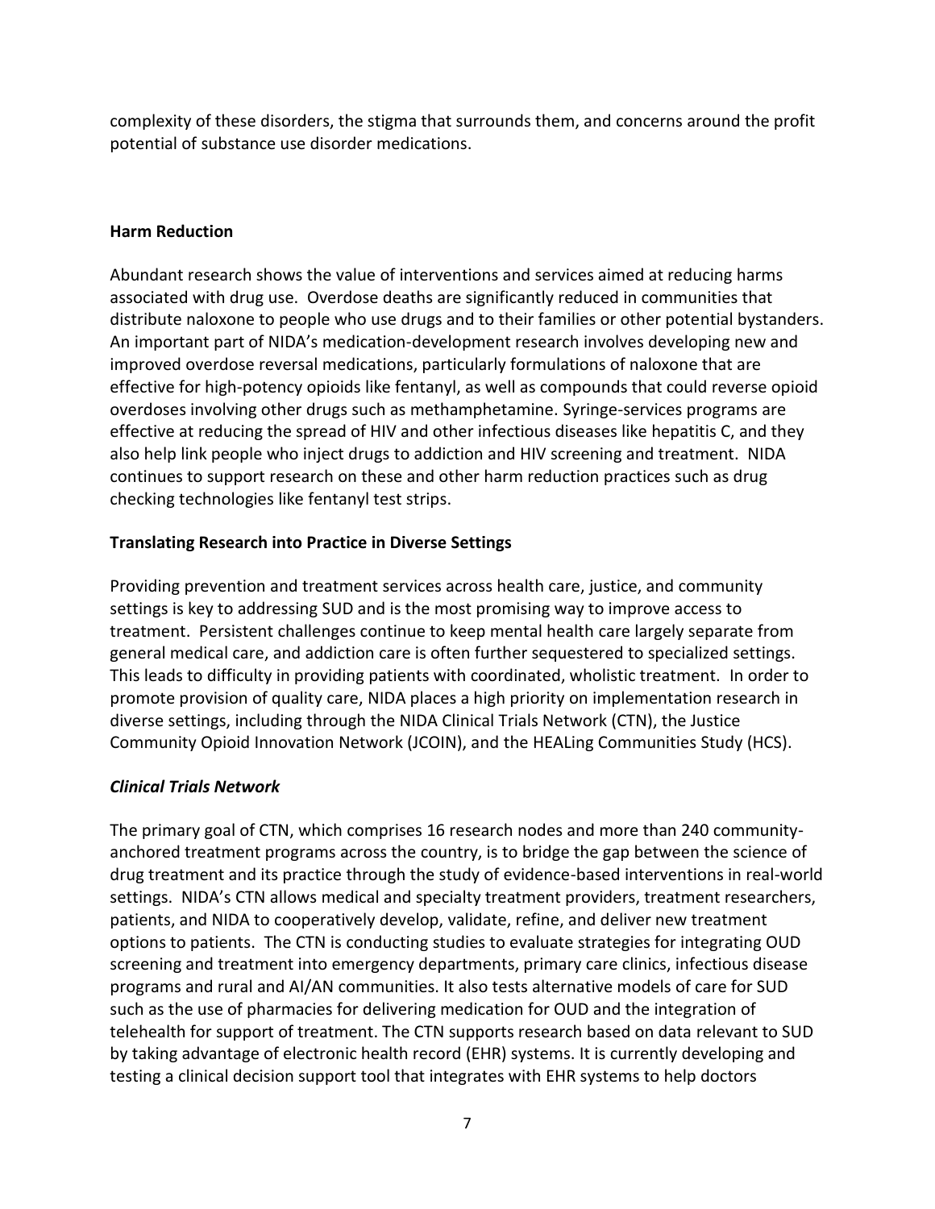complexity of these disorders, the stigma that surrounds them, and concerns around the profit potential of substance use disorder medications.

**Harm Reduction**

Abundant research shows the value of interventions and services aimed at reducing harms associated with drug use. Overdose deaths are significantly reduced in communities that distribute naloxone to people who use drugs and to their families or other potential bystanders. An important part of NIDA's medication-development research involves developing new and improved overdose reversal medications, particularly formulations of naloxone that are effective for high-potency opioids like fentanyl, as well as compounds that could reverse opioid overdoses involving other drugs such as methamphetamine. Syringe-services programs are effective at reducing the spread of HIV and other infectious diseases like hepatitis C, and they also help link people who inject drugs to addiction and HIV screening and treatment. NIDA continues to support research on these and other harm reduction practices such as drug checking technologies like fentanyl test strips.

**Translating Research into Practice in Diverse Settings**

Providing prevention and treatment services across health care, justice, and community settings is key to addressing SUD and is the most promising way to improve access to treatment. Persistent challenges continue to keep mental health care largely separate from general medical care, and addiction care is often further sequestered to specialized settings. This leads to difficulty in providing patients with coordinated, wholistic treatment. In order to promote provision of quality care, NIDA places a high priority on implementation research in diverse settings, including through the NIDA Clinical Trials Network (CTN), the Justice Community Opioid Innovation Network (JCOIN), and the HEALing Communities Study (HCS).

***Clinical Trials Network***

The primary goal of CTN, which comprises 16 research nodes and more than 240 community-anchored treatment programs across the country, is to bridge the gap between the science of drug treatment and its practice through the study of evidence-based interventions in real-world settings. NIDA's CTN allows medical and specialty treatment providers, treatment researchers, patients, and NIDA to cooperatively develop, validate, refine, and deliver new treatment options to patients. The CTN is conducting studies to evaluate strategies for integrating OUD screening and treatment into emergency departments, primary care clinics, infectious disease programs and rural and AI/AN communities. It also tests alternative models of care for SUD such as the use of pharmacies for delivering medication for OUD and the integration of telehealth for support of treatment. The CTN supports research based on data relevant to SUD by taking advantage of electronic health record (EHR) systems. It is currently developing and testing a clinical decision support tool that integrates with EHR systems to help doctors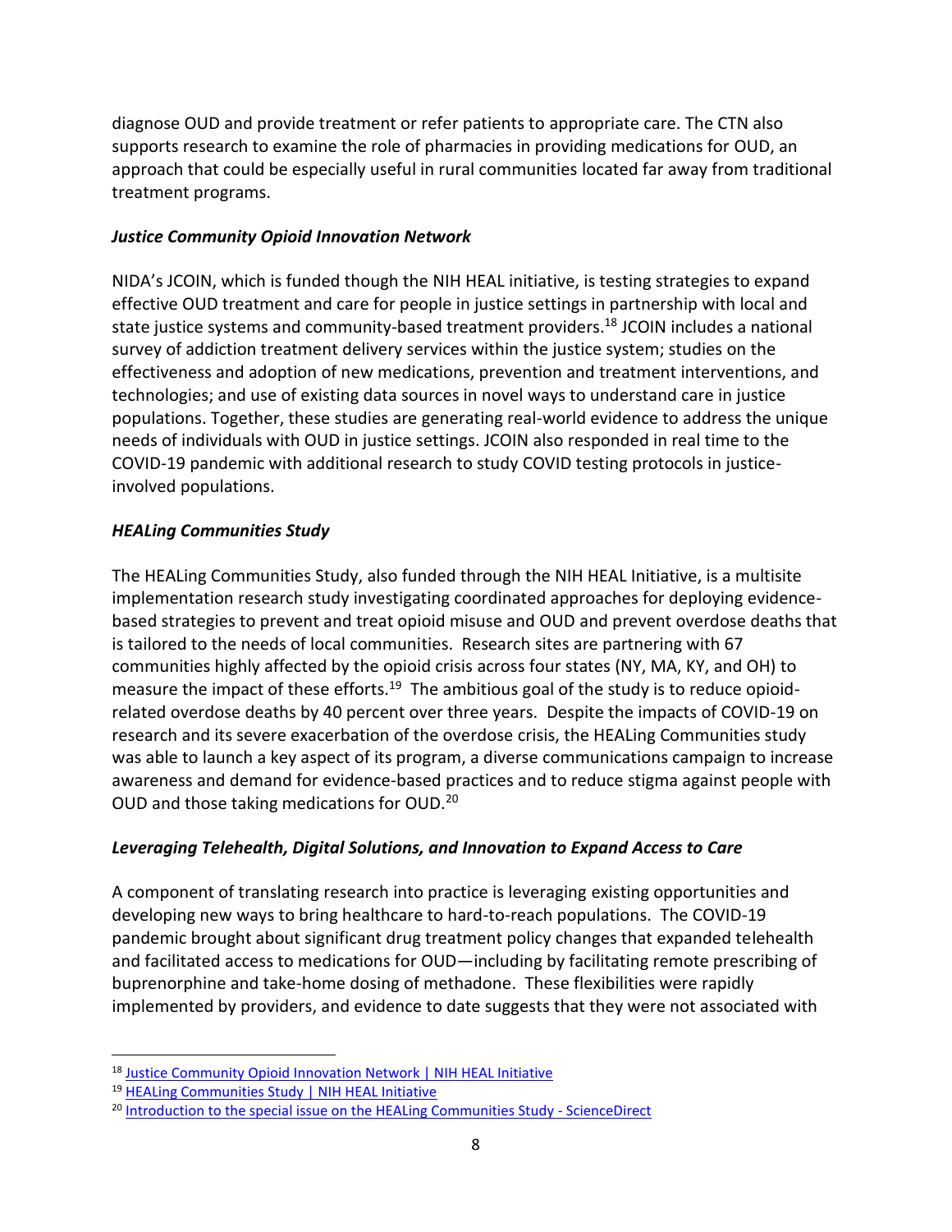diagnose OUD and provide treatment or refer patients to appropriate care. The CTN also supports research to examine the role of pharmacies in providing medications for OUD, an approach that could be especially useful in rural communities located far away from traditional treatment programs.

***Justice Community Opioid Innovation Network***

NIDA's JCOIN, which is funded though the NIH HEAL initiative, is testing strategies to expand effective OUD treatment and care for people in justice settings in partnership with local and state justice systems and community-based treatment providers.[18] JCOIN includes a national survey of addiction treatment delivery services within the justice system; studies on the effectiveness and adoption of new medications, prevention and treatment interventions, and technologies; and use of existing data sources in novel ways to understand care in justice populations. Together, these studies are generating real-world evidence to address the unique needs of individuals with OUD in justice settings. JCOIN also responded in real time to the COVID-19 pandemic with additional research to study COVID testing protocols in justice-involved populations.

***HEALing Communities Study***

The HEALing Communities Study, also funded through the NIH HEAL Initiative, is a multisite implementation research study investigating coordinated approaches for deploying evidence-based strategies to prevent and treat opioid misuse and OUD and prevent overdose deaths that is tailored to the needs of local communities. Research sites are partnering with 67 communities highly affected by the opioid crisis across four states (NY, MA, KY, and OH) to measure the impact of these efforts.[19] The ambitious goal of the study is to reduce opioid-related overdose deaths by 40 percent over three years. Despite the impacts of COVID-19 on research and its severe exacerbation of the overdose crisis, the HEALing Communities study was able to launch a key aspect of its program, a diverse communications campaign to increase awareness and demand for evidence-based practices and to reduce stigma against people with OUD and those taking medications for OUD.[20]

***Leveraging Telehealth, Digital Solutions, and Innovation to Expand Access to Care***

A component of translating research into practice is leveraging existing opportunities and developing new ways to bring healthcare to hard-to-reach populations. The COVID-19 pandemic brought about significant drug treatment policy changes that expanded telehealth and facilitated access to medications for OUD—including by facilitating remote prescribing of buprenorphine and take-home dosing of methadone. These flexibilities were rapidly implemented by providers, and evidence to date suggests that they were not associated with

---

[18] Justice Community Opioid Innovation Network | NIH HEAL Initiative

[19] HEALing Communities Study | NIH HEAL Initiative

[20] Introduction to the special issue on the HEALing Communities Study - ScienceDirect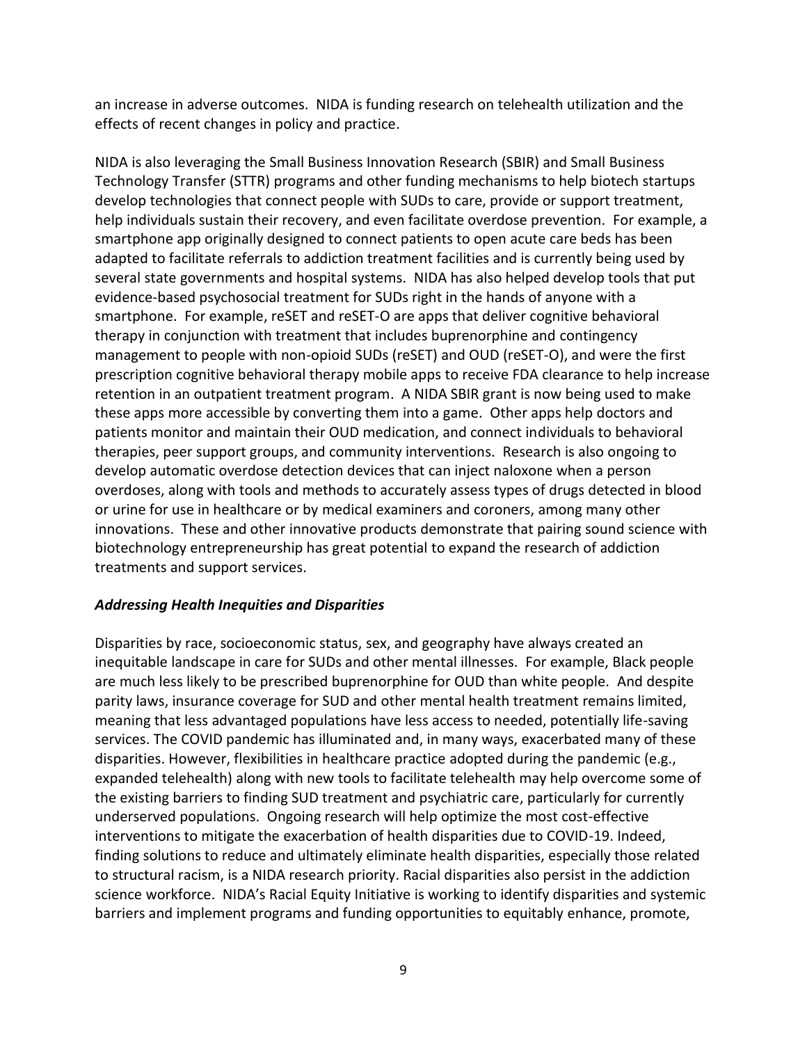an increase in adverse outcomes. NIDA is funding research on telehealth utilization and the effects of recent changes in policy and practice.

NIDA is also leveraging the Small Business Innovation Research (SBIR) and Small Business Technology Transfer (STTR) programs and other funding mechanisms to help biotech startups develop technologies that connect people with SUDs to care, provide or support treatment, help individuals sustain their recovery, and even facilitate overdose prevention. For example, a smartphone app originally designed to connect patients to open acute care beds has been adapted to facilitate referrals to addiction treatment facilities and is currently being used by several state governments and hospital systems. NIDA has also helped develop tools that put evidence-based psychosocial treatment for SUDs right in the hands of anyone with a smartphone. For example, reSET and reSET-O are apps that deliver cognitive behavioral therapy in conjunction with treatment that includes buprenorphine and contingency management to people with non-opioid SUDs (reSET) and OUD (reSET-O), and were the first prescription cognitive behavioral therapy mobile apps to receive FDA clearance to help increase retention in an outpatient treatment program. A NIDA SBIR grant is now being used to make these apps more accessible by converting them into a game. Other apps help doctors and patients monitor and maintain their OUD medication, and connect individuals to behavioral therapies, peer support groups, and community interventions. Research is also ongoing to develop automatic overdose detection devices that can inject naloxone when a person overdoses, along with tools and methods to accurately assess types of drugs detected in blood or urine for use in healthcare or by medical examiners and coroners, among many other innovations. These and other innovative products demonstrate that pairing sound science with biotechnology entrepreneurship has great potential to expand the research of addiction treatments and support services.

***Addressing Health Inequities and Disparities***

Disparities by race, socioeconomic status, sex, and geography have always created an inequitable landscape in care for SUDs and other mental illnesses. For example, Black people are much less likely to be prescribed buprenorphine for OUD than white people. And despite parity laws, insurance coverage for SUD and other mental health treatment remains limited, meaning that less advantaged populations have less access to needed, potentially life-saving services. The COVID pandemic has illuminated and, in many ways, exacerbated many of these disparities. However, flexibilities in healthcare practice adopted during the pandemic (e.g., expanded telehealth) along with new tools to facilitate telehealth may help overcome some of the existing barriers to finding SUD treatment and psychiatric care, particularly for currently underserved populations. Ongoing research will help optimize the most cost-effective interventions to mitigate the exacerbation of health disparities due to COVID-19. Indeed, finding solutions to reduce and ultimately eliminate health disparities, especially those related to structural racism, is a NIDA research priority. Racial disparities also persist in the addiction science workforce. NIDA's Racial Equity Initiative is working to identify disparities and systemic barriers and implement programs and funding opportunities to equitably enhance, promote,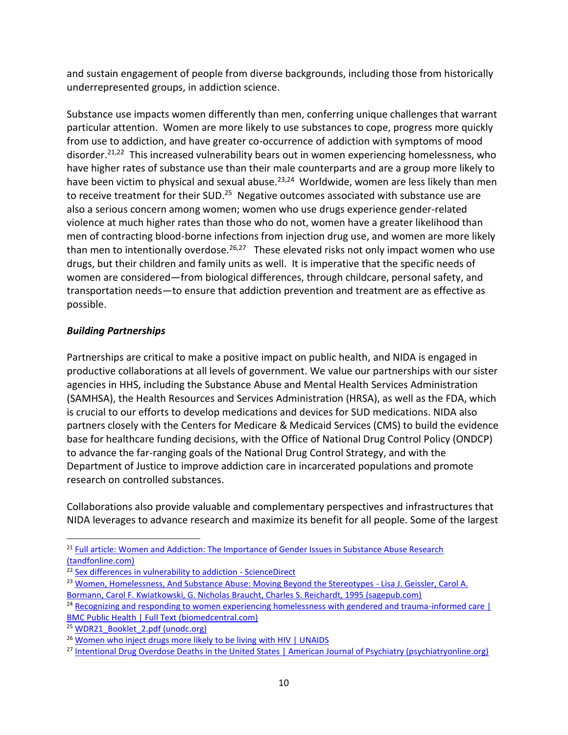and sustain engagement of people from diverse backgrounds, including those from historically underrepresented groups, in addiction science.

Substance use impacts women differently than men, conferring unique challenges that warrant particular attention. Women are more likely to use substances to cope, progress more quickly from use to addiction, and have greater co-occurrence of addiction with symptoms of mood disorder.[21,22] This increased vulnerability bears out in women experiencing homelessness, who have higher rates of substance use than their male counterparts and are a group more likely to have been victim to physical and sexual abuse.[23,24] Worldwide, women are less likely than men to receive treatment for their SUD.[25] Negative outcomes associated with substance use are also a serious concern among women; women who use drugs experience gender-related violence at much higher rates than those who do not, women have a greater likelihood than men of contracting blood-borne infections from injection drug use, and women are more likely than men to intentionally overdose.[26,27] These elevated risks not only impact women who use drugs, but their children and family units as well. It is imperative that the specific needs of women are considered—from biological differences, through childcare, personal safety, and transportation needs—to ensure that addiction prevention and treatment are as effective as possible.

***Building Partnerships***

Partnerships are critical to make a positive impact on public health, and NIDA is engaged in productive collaborations at all levels of government. We value our partnerships with our sister agencies in HHS, including the Substance Abuse and Mental Health Services Administration (SAMHSA), the Health Resources and Services Administration (HRSA), as well as the FDA, which is crucial to our efforts to develop medications and devices for SUD medications. NIDA also partners closely with the Centers for Medicare & Medicaid Services (CMS) to build the evidence base for healthcare funding decisions, with the Office of National Drug Control Policy (ONDCP) to advance the far-ranging goals of the National Drug Control Strategy, and with the Department of Justice to improve addiction care in incarcerated populations and promote research on controlled substances.

Collaborations also provide valuable and complementary perspectives and infrastructures that NIDA leverages to advance research and maximize its benefit for all people. Some of the largest

---

[21] Full article: Women and Addiction: The Importance of Gender Issues in Substance Abuse Research (tandfonline.com)

[22] Sex differences in vulnerability to addiction - ScienceDirect

[23] Women, Homelessness, And Substance Abuse: Moving Beyond the Stereotypes - Lisa J. Geissler, Carol A. Bormann, Carol F. Kwiatkowski, G. Nicholas Braucht, Charles S. Reichardt, 1995 (sagepub.com)

[24] Recognizing and responding to women experiencing homelessness with gendered and trauma-informed care | BMC Public Health | Full Text (biomedcentral.com)

[25] WDR21_Booklet_2.pdf (unodc.org)

[26] Women who inject drugs more likely to be living with HIV | UNAIDS

[27] Intentional Drug Overdose Deaths in the United States | American Journal of Psychiatry (psychiatryonline.org)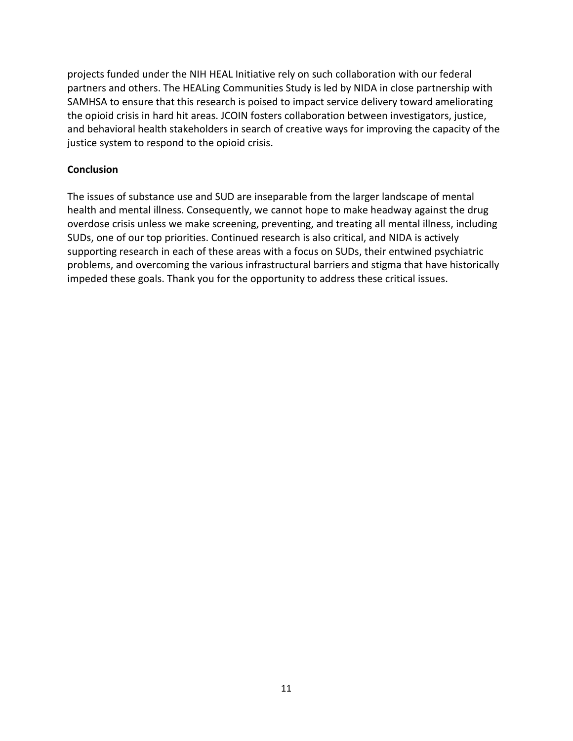projects funded under the NIH HEAL Initiative rely on such collaboration with our federal partners and others. The HEALing Communities Study is led by NIDA in close partnership with SAMHSA to ensure that this research is poised to impact service delivery toward ameliorating the opioid crisis in hard hit areas. JCOIN fosters collaboration between investigators, justice, and behavioral health stakeholders in search of creative ways for improving the capacity of the justice system to respond to the opioid crisis.

**Conclusion**

The issues of substance use and SUD are inseparable from the larger landscape of mental health and mental illness. Consequently, we cannot hope to make headway against the drug overdose crisis unless we make screening, preventing, and treating all mental illness, including SUDs, one of our top priorities. Continued research is also critical, and NIDA is actively supporting research in each of these areas with a focus on SUDs, their entwined psychiatric problems, and overcoming the various infrastructural barriers and stigma that have historically impeded these goals. Thank you for the opportunity to address these critical issues.